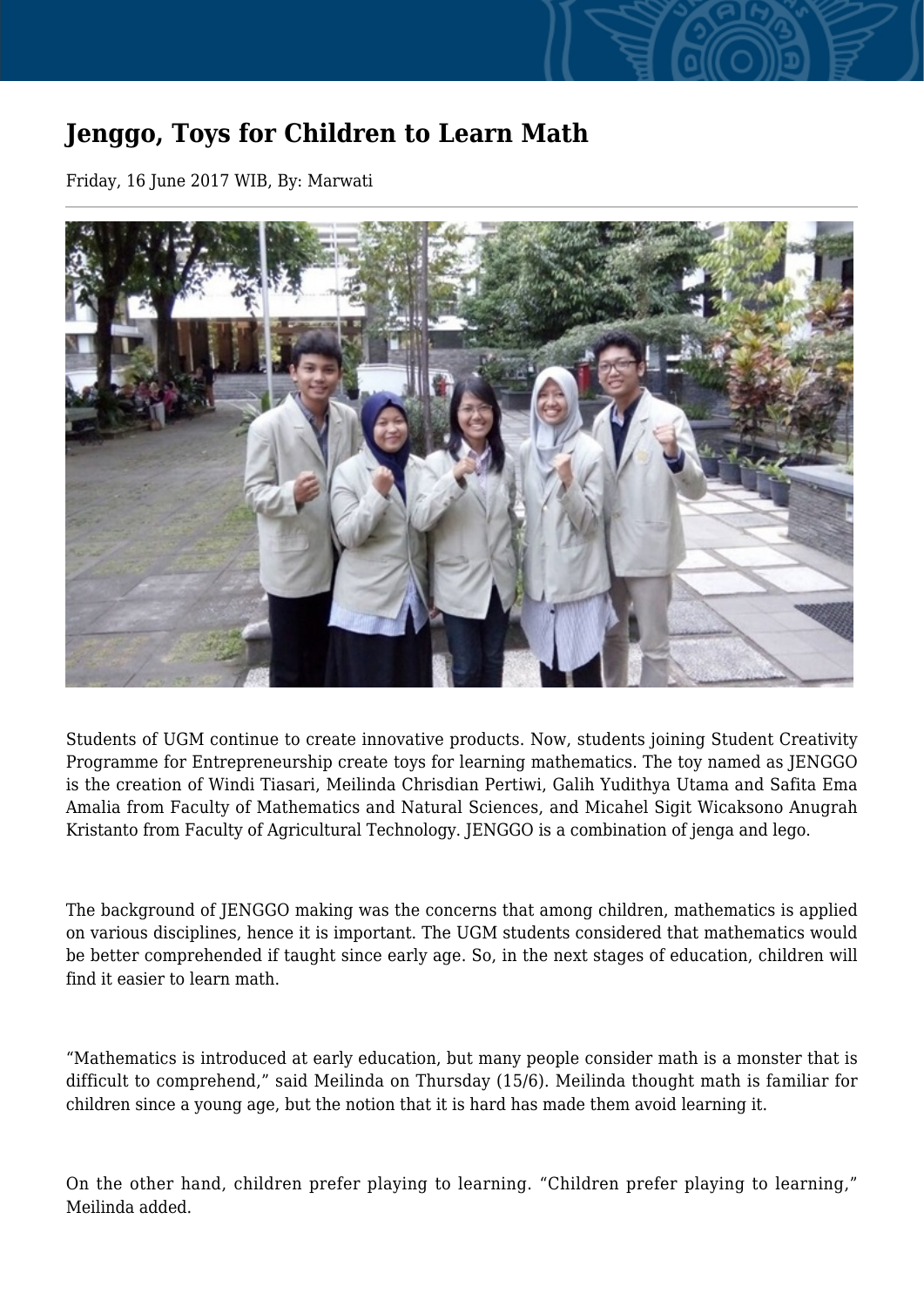# Jenggo, Toys for Children to Learn Math

Friday, 16 June 2017 WIB, By: Marwati

Students of UGM continue to create innovative products. Now, students joining Student Creativity Programme for Entrepreneurship create toys for learning mathematics. The toy named as JENGGO is the creation of Windi Tiasari, Meilinda Chrisdian Pertiwi, Galih Yudithya Utama and Safita Ema Amalia from Faculty of Mathematics and Natural Sciences, and Micahel Sigit Wicaksono Anugrah Kristanto from Faculty of Agricultural Technology. JENGGO is a combination of jenga and lego.

The background of JENGGO making was the concerns that among children, mathematics is applied on various disciplines, hence it is important. The UGM students considered that mathematics would be better comprehended if taught since early age. So, in the next stages of education, children will find it easier to learn math.

“Mathematics is introduced at early education, but many people consider math is a monster that is difficult to comprehend,” said Meilinda on Thursday (15/6). Meilinda thought math is familiar for children since a young age, but the notion that it is hard has made them avoid learning it.

On the other hand, children prefer playing to learning. “Children prefer playing to learning,” Meilinda added.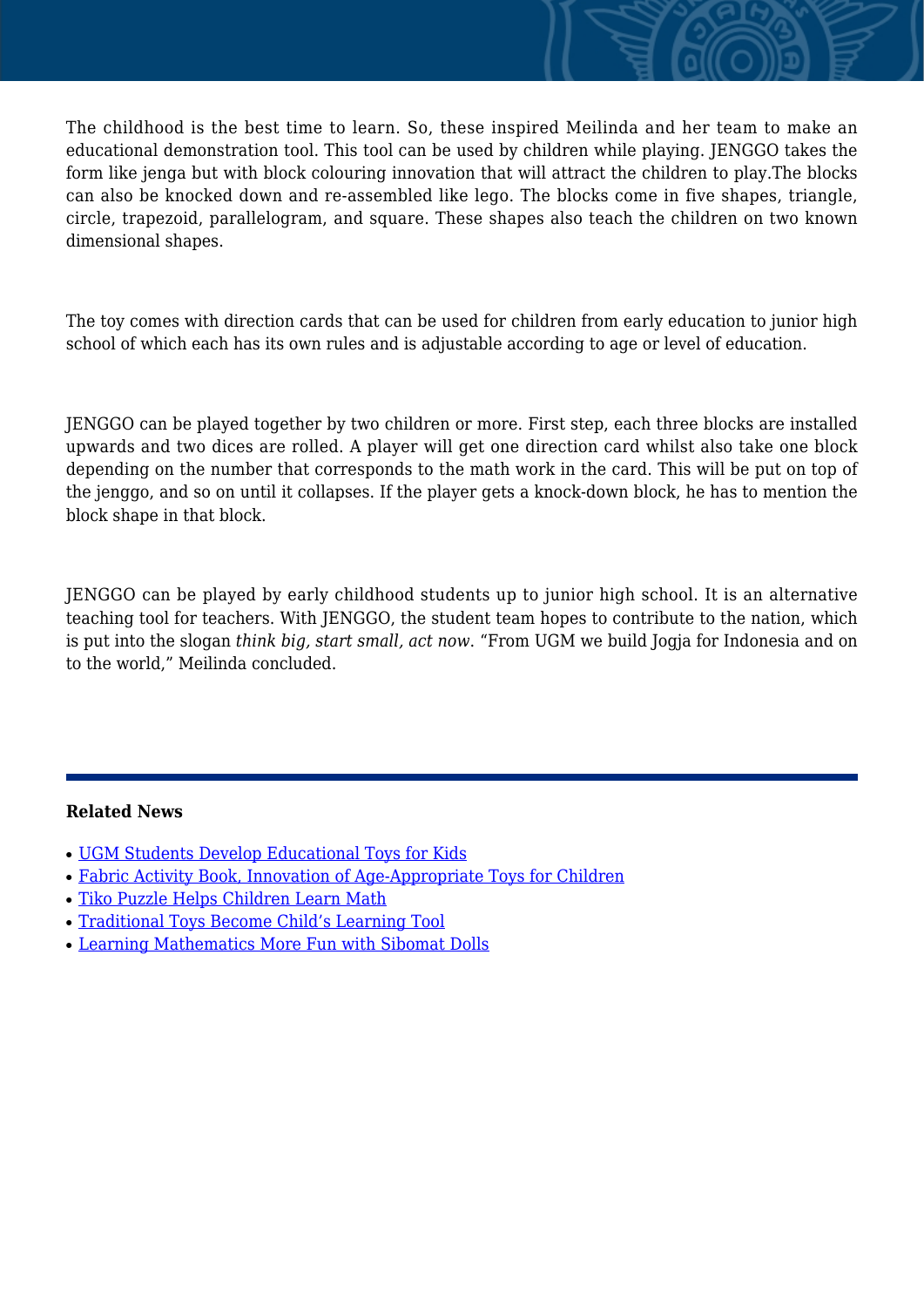The childhood is the best time to learn. So, these inspired Meilinda and her team to make an educational demonstration tool. This tool can be used by children while playing. JENGGO takes the form like jenga but with block colouring innovation that will attract the children to play.The blocks can also be knocked down and re-assembled like lego. The blocks come in five shapes, triangle, circle, trapezoid, parallelogram, and square. These shapes also teach the children on two known dimensional shapes.

The toy comes with direction cards that can be used for children from early education to junior high school of which each has its own rules and is adjustable according to age or level of education.

JENGGO can be played together by two children or more. First step, each three blocks are installed upwards and two dices are rolled. A player will get one direction card whilst also take one block depending on the number that corresponds to the math work in the card. This will be put on top of the jenggo, and so on until it collapses. If the player gets a knock-down block, he has to mention the block shape in that block.

JENGGO can be played by early childhood students up to junior high school. It is an alternative teaching tool for teachers. With JENGGO, the student team hopes to contribute to the nation, which is put into the slogan *think big, start small, act now*. "From UGM we build Jogja for Indonesia and on to the world," Meilinda concluded.

---

**Related News**

- UGM Students Develop Educational Toys for Kids
- Fabric Activity Book, Innovation of Age-Appropriate Toys for Children
- Tiko Puzzle Helps Children Learn Math
- Traditional Toys Become Child's Learning Tool
- Learning Mathematics More Fun with Sibomat Dolls